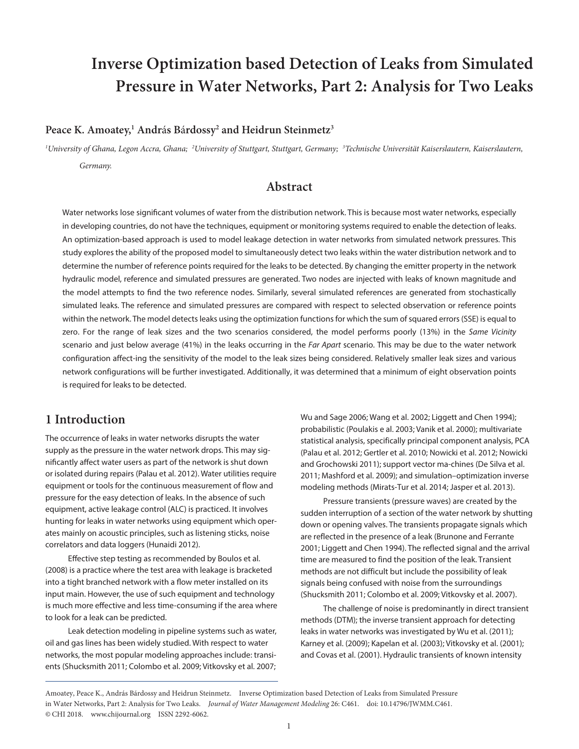# Inverse Optimization based Detection of Leaks from Simulated Pressure in Water Networks, Part 2: Analysis for Two Leaks

**Peace K. Amoatey,[1] András Bárdossy[2] and Heidrun Steinmetz[3]**

*[1]University of Ghana, Legon Accra, Ghana; [2]University of Stuttgart, Stuttgart, Germany; [3]Technische Universität Kaiserslautern, Kaiserslautern, Germany.*

## Abstract

Water networks lose significant volumes of water from the distribution network. This is because most water networks, especially in developing countries, do not have the techniques, equipment or monitoring systems required to enable the detection of leaks. An optimization-based approach is used to model leakage detection in water networks from simulated network pressures. This study explores the ability of the proposed model to simultaneously detect two leaks within the water distribution network and to determine the number of reference points required for the leaks to be detected. By changing the emitter property in the network hydraulic model, reference and simulated pressures are generated. Two nodes are injected with leaks of known magnitude and the model attempts to find the two reference nodes. Similarly, several simulated references are generated from stochastically simulated leaks. The reference and simulated pressures are compared with respect to selected observation or reference points within the network. The model detects leaks using the optimization functions for which the sum of squared errors (SSE) is equal to zero. For the range of leak sizes and the two scenarios considered, the model performs poorly (13%) in the *Same Vicinity* scenario and just below average (41%) in the leaks occurring in the *Far Apart* scenario. This may be due to the water network configuration affect-ing the sensitivity of the model to the leak sizes being considered. Relatively smaller leak sizes and various network configurations will be further investigated. Additionally, it was determined that a minimum of eight observation points is required for leaks to be detected.

## 1 Introduction

The occurrence of leaks in water networks disrupts the water supply as the pressure in the water network drops. This may significantly affect water users as part of the network is shut down or isolated during repairs (Palau et al. 2012). Water utilities require equipment or tools for the continuous measurement of flow and pressure for the easy detection of leaks. In the absence of such equipment, active leakage control (ALC) is practiced. It involves hunting for leaks in water networks using equipment which operates mainly on acoustic principles, such as listening sticks, noise correlators and data loggers (Hunaidi 2012).

Effective step testing as recommended by Boulos et al. (2008) is a practice where the test area with leakage is bracketed into a tight branched network with a flow meter installed on its input main. However, the use of such equipment and technology is much more effective and less time-consuming if the area where to look for a leak can be predicted.

Leak detection modeling in pipeline systems such as water, oil and gas lines has been widely studied. With respect to water networks, the most popular modeling approaches include: transients (Shucksmith 2011; Colombo et al. 2009; Vitkovsky et al. 2007; Wu and Sage 2006; Wang et al. 2002; Liggett and Chen 1994); probabilistic (Poulakis e al. 2003; Vanik et al. 2000); multivariate statistical analysis, specifically principal component analysis, PCA (Palau et al. 2012; Gertler et al. 2010; Nowicki et al. 2012; Nowicki and Grochowski 2011); support vector ma-chines (De Silva et al. 2011; Mashford et al. 2009); and simulation–optimization inverse modeling methods (Mirats-Tur et al. 2014; Jasper et al. 2013).

Pressure transients (pressure waves) are created by the sudden interruption of a section of the water network by shutting down or opening valves. The transients propagate signals which are reflected in the presence of a leak (Brunone and Ferrante 2001; Liggett and Chen 1994). The reflected signal and the arrival time are measured to find the position of the leak. Transient methods are not difficult but include the possibility of leak signals being confused with noise from the surroundings (Shucksmith 2011; Colombo et al. 2009; Vitkovsky et al. 2007).

The challenge of noise is predominantly in direct transient methods (DTM); the inverse transient approach for detecting leaks in water networks was investigated by Wu et al. (2011); Karney et al. (2009); Kapelan et al. (2003); Vitkovsky et al. (2001); and Covas et al. (2001). Hydraulic transients of known intensity

Amoatey, Peace K., András Bárdossy and Heidrun Steinmetz. Inverse Optimization based Detection of Leaks from Simulated Pressure in Water Networks, Part 2: Analysis for Two Leaks. *Journal of Water Management Modeling* 26: C461. doi: 10.14796/JWMM.C461. © CHI 2018. www.chijournal.org ISSN 2292-6062.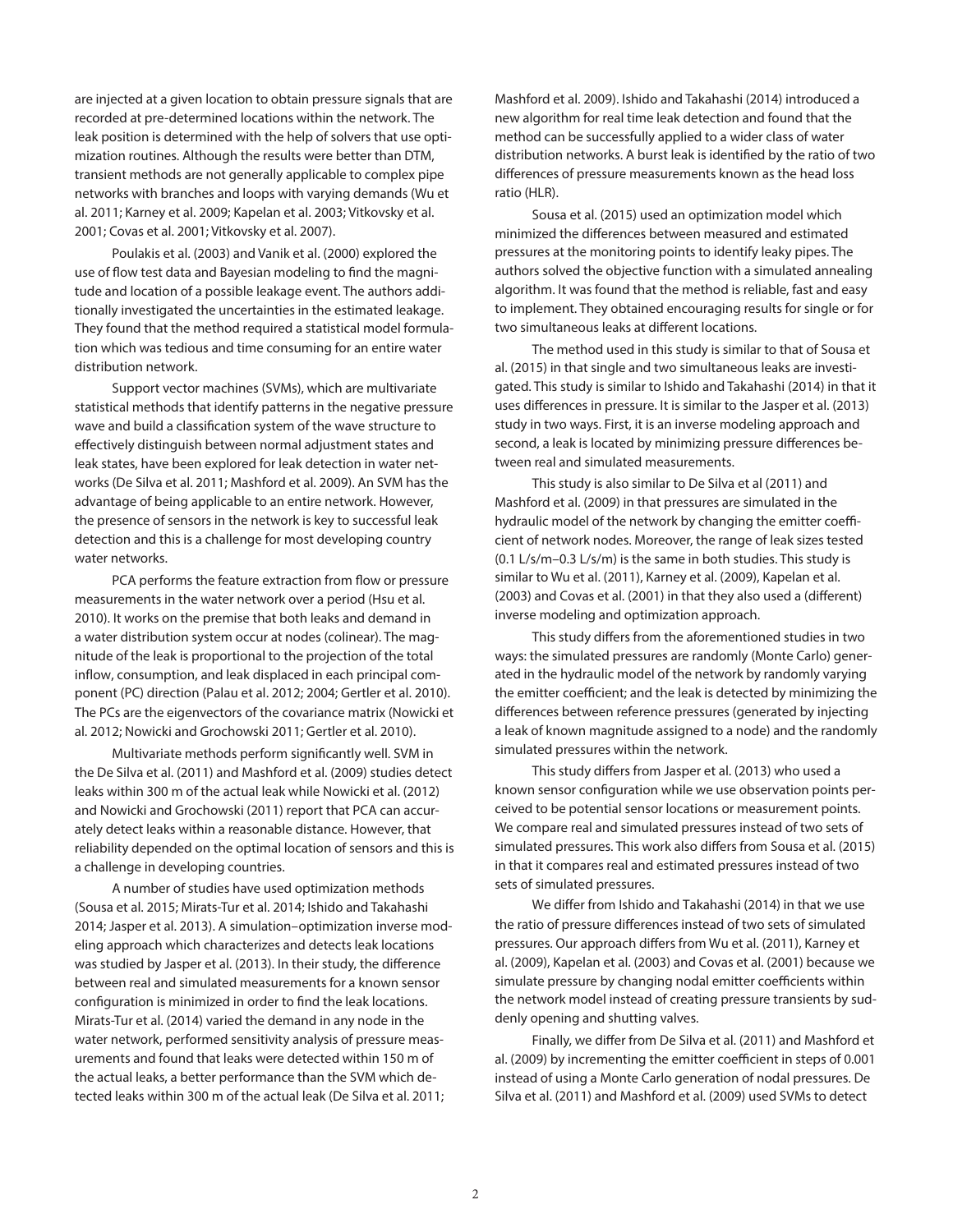are injected at a given location to obtain pressure signals that are recorded at pre-determined locations within the network. The leak position is determined with the help of solvers that use optimization routines. Although the results were better than DTM, transient methods are not generally applicable to complex pipe networks with branches and loops with varying demands (Wu et al. 2011; Karney et al. 2009; Kapelan et al. 2003; Vitkovsky et al. 2001; Covas et al. 2001; Vitkovsky et al. 2007).

Poulakis et al. (2003) and Vanik et al. (2000) explored the use of flow test data and Bayesian modeling to find the magnitude and location of a possible leakage event. The authors additionally investigated the uncertainties in the estimated leakage. They found that the method required a statistical model formulation which was tedious and time consuming for an entire water distribution network.

Support vector machines (SVMs), which are multivariate statistical methods that identify patterns in the negative pressure wave and build a classification system of the wave structure to effectively distinguish between normal adjustment states and leak states, have been explored for leak detection in water networks (De Silva et al. 2011; Mashford et al. 2009). An SVM has the advantage of being applicable to an entire network. However, the presence of sensors in the network is key to successful leak detection and this is a challenge for most developing country water networks.

PCA performs the feature extraction from flow or pressure measurements in the water network over a period (Hsu et al. 2010). It works on the premise that both leaks and demand in a water distribution system occur at nodes (colinear). The magnitude of the leak is proportional to the projection of the total inflow, consumption, and leak displaced in each principal component (PC) direction (Palau et al. 2012; 2004; Gertler et al. 2010). The PCs are the eigenvectors of the covariance matrix (Nowicki et al. 2012; Nowicki and Grochowski 2011; Gertler et al. 2010).

Multivariate methods perform significantly well. SVM in the De Silva et al. (2011) and Mashford et al. (2009) studies detect leaks within 300 m of the actual leak while Nowicki et al. (2012) and Nowicki and Grochowski (2011) report that PCA can accurately detect leaks within a reasonable distance. However, that reliability depended on the optimal location of sensors and this is a challenge in developing countries.

A number of studies have used optimization methods (Sousa et al. 2015; Mirats-Tur et al. 2014; Ishido and Takahashi 2014; Jasper et al. 2013). A simulation–optimization inverse modeling approach which characterizes and detects leak locations was studied by Jasper et al. (2013). In their study, the difference between real and simulated measurements for a known sensor configuration is minimized in order to find the leak locations. Mirats-Tur et al. (2014) varied the demand in any node in the water network, performed sensitivity analysis of pressure measurements and found that leaks were detected within 150 m of the actual leaks, a better performance than the SVM which detected leaks within 300 m of the actual leak (De Silva et al. 2011; Mashford et al. 2009). Ishido and Takahashi (2014) introduced a new algorithm for real time leak detection and found that the method can be successfully applied to a wider class of water distribution networks. A burst leak is identified by the ratio of two differences of pressure measurements known as the head loss ratio (HLR).

Sousa et al. (2015) used an optimization model which minimized the differences between measured and estimated pressures at the monitoring points to identify leaky pipes. The authors solved the objective function with a simulated annealing algorithm. It was found that the method is reliable, fast and easy to implement. They obtained encouraging results for single or for two simultaneous leaks at different locations.

The method used in this study is similar to that of Sousa et al. (2015) in that single and two simultaneous leaks are investigated. This study is similar to Ishido and Takahashi (2014) in that it uses differences in pressure. It is similar to the Jasper et al. (2013) study in two ways. First, it is an inverse modeling approach and second, a leak is located by minimizing pressure differences between real and simulated measurements.

This study is also similar to De Silva et al (2011) and Mashford et al. (2009) in that pressures are simulated in the hydraulic model of the network by changing the emitter coefficient of network nodes. Moreover, the range of leak sizes tested (0.1 L/s/m–0.3 L/s/m) is the same in both studies. This study is similar to Wu et al. (2011), Karney et al. (2009), Kapelan et al. (2003) and Covas et al. (2001) in that they also used a (different) inverse modeling and optimization approach.

This study differs from the aforementioned studies in two ways: the simulated pressures are randomly (Monte Carlo) generated in the hydraulic model of the network by randomly varying the emitter coefficient; and the leak is detected by minimizing the differences between reference pressures (generated by injecting a leak of known magnitude assigned to a node) and the randomly simulated pressures within the network.

This study differs from Jasper et al. (2013) who used a known sensor configuration while we use observation points perceived to be potential sensor locations or measurement points. We compare real and simulated pressures instead of two sets of simulated pressures. This work also differs from Sousa et al. (2015) in that it compares real and estimated pressures instead of two sets of simulated pressures.

We differ from Ishido and Takahashi (2014) in that we use the ratio of pressure differences instead of two sets of simulated pressures. Our approach differs from Wu et al. (2011), Karney et al. (2009), Kapelan et al. (2003) and Covas et al. (2001) because we simulate pressure by changing nodal emitter coefficients within the network model instead of creating pressure transients by suddenly opening and shutting valves.

Finally, we differ from De Silva et al. (2011) and Mashford et al. (2009) by incrementing the emitter coefficient in steps of 0.001 instead of using a Monte Carlo generation of nodal pressures. De Silva et al. (2011) and Mashford et al. (2009) used SVMs to detect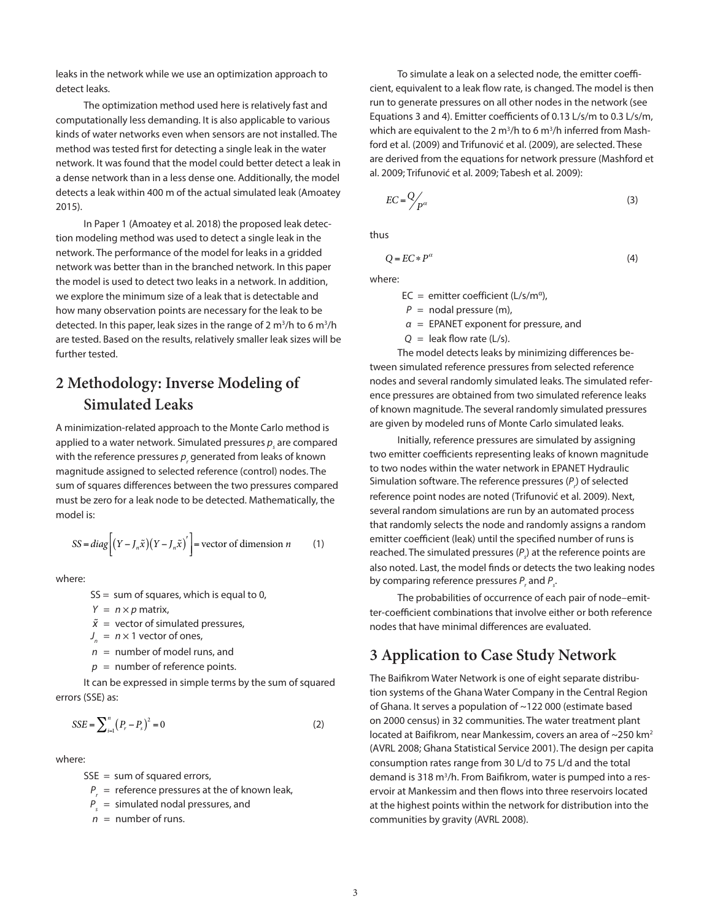leaks in the network while we use an optimization approach to detect leaks.

The optimization method used here is relatively fast and computationally less demanding. It is also applicable to various kinds of water networks even when sensors are not installed. The method was tested first for detecting a single leak in the water network. It was found that the model could better detect a leak in a dense network than in a less dense one. Additionally, the model detects a leak within 400 m of the actual simulated leak (Amoatey 2015).

In Paper 1 (Amoatey et al. 2018) the proposed leak detection modeling method was used to detect a single leak in the network. The performance of the model for leaks in a gridded network was better than in the branched network. In this paper the model is used to detect two leaks in a network. In addition, we explore the minimum size of a leak that is detectable and how many observation points are necessary for the leak to be detected. In this paper, leak sizes in the range of 2 $m^3$/h to 6 $m^3$/h are tested. Based on the results, relatively smaller leak sizes will be further tested.

## 2 Methodology: Inverse Modeling of Simulated Leaks

A minimization-related approach to the Monte Carlo method is applied to a water network. Simulated pressures $p_s$ are compared with the reference pressures $p_r$ generated from leaks of known magnitude assigned to selected reference (control) nodes. The sum of squares differences between the two pressures compared must be zero for a leak node to be detected. Mathematically, the model is:

$$SS = diag\left[\left(Y - J_n\tilde{x}\right)\left(Y - J_n\tilde{x}\right)'\right] = \text{vector of dimension } n \tag{1}$$

where:

- SS = sum of squares, which is equal to 0,
- $Y$ = $n \times p$ matrix,
- $\tilde{x}$ = vector of simulated pressures,
- $J_n$ = $n \times 1$ vector of ones,
- $n$ = number of model runs, and
- $p$ = number of reference points.

It can be expressed in simple terms by the sum of squared errors (SSE) as:

$$SSE = \sum_{i=1}^{n}\left(P_r - P_s\right)^2 = 0 \tag{2}$$

where:

- SSE = sum of squared errors,
- $P_r$ = reference pressures at the of known leak,
- $P_s$ = simulated nodal pressures, and
- $n$ = number of runs.

To simulate a leak on a selected node, the emitter coefficient, equivalent to a leak flow rate, is changed. The model is then run to generate pressures on all other nodes in the network (see Equations 3 and 4). Emitter coefficients of 0.13 L/s/m to 0.3 L/s/m, which are equivalent to the 2 $m^3$/h to 6 $m^3$/h inferred from Mashford et al. (2009) and Trifunović et al. (2009), are selected. These are derived from the equations for network pressure (Mashford et al. 2009; Trifunović et al. 2009; Tabesh et al. 2009):

$$EC = {}^{Q}\!/_{P^{\alpha}} \tag{3}$$

thus

$$Q = EC * P^{\alpha} \tag{4}$$

where:

- EC = emitter coefficient (L/s/$m^{\alpha}$),
- $P$ = nodal pressure (m),
- $\alpha$ = EPANET exponent for pressure, and
- $Q$ = leak flow rate (L/s).

The model detects leaks by minimizing differences between simulated reference pressures from selected reference nodes and several randomly simulated leaks. The simulated reference pressures are obtained from two simulated reference leaks of known magnitude. The several randomly simulated pressures are given by modeled runs of Monte Carlo simulated leaks.

Initially, reference pressures are simulated by assigning two emitter coefficients representing leaks of known magnitude to two nodes within the water network in EPANET Hydraulic Simulation software. The reference pressures ($P_r$) of selected reference point nodes are noted (Trifunović et al. 2009). Next, several random simulations are run by an automated process that randomly selects the node and randomly assigns a random emitter coefficient (leak) until the specified number of runs is reached. The simulated pressures ($P_s$) at the reference points are also noted. Last, the model finds or detects the two leaking nodes by comparing reference pressures $P_r$ and $P_s$.

The probabilities of occurrence of each pair of node–emitter-coefficient combinations that involve either or both reference nodes that have minimal differences are evaluated.

## 3 Application to Case Study Network

The Baifikrom Water Network is one of eight separate distribution systems of the Ghana Water Company in the Central Region of Ghana. It serves a population of ~122 000 (estimate based on 2000 census) in 32 communities. The water treatment plant located at Baifikrom, near Mankessim, covers an area of ~250 $km^2$ (AVRL 2008; Ghana Statistical Service 2001). The design per capita consumption rates range from 30 L/d to 75 L/d and the total demand is 318 $m^3$/h. From Baifikrom, water is pumped into a reservoir at Mankessim and then flows into three reservoirs located at the highest points within the network for distribution into the communities by gravity (AVRL 2008).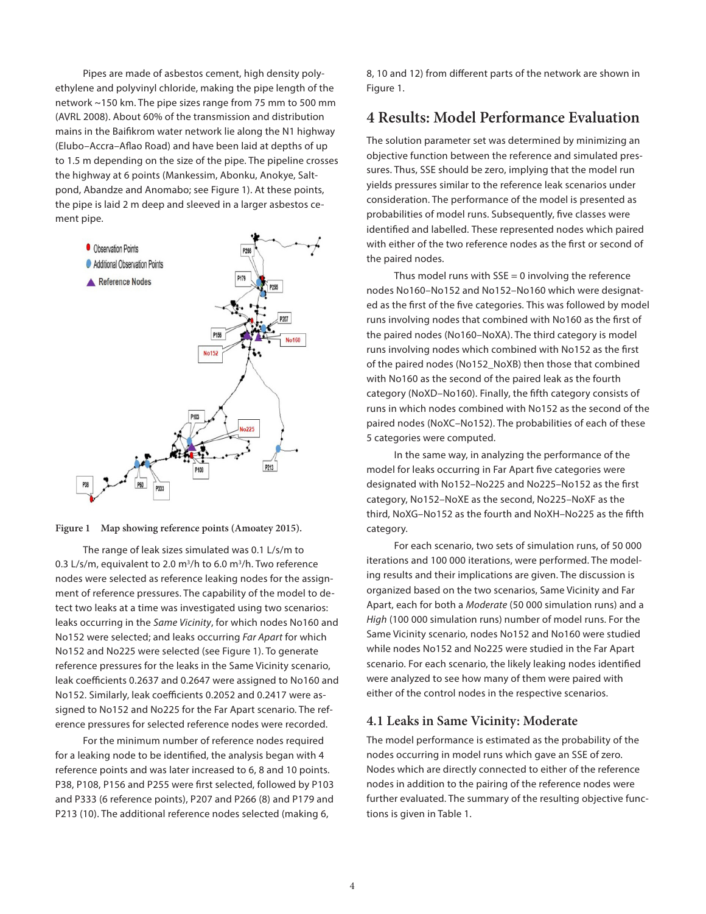Pipes are made of asbestos cement, high density polyethylene and polyvinyl chloride, making the pipe length of the network ~150 km. The pipe sizes range from 75 mm to 500 mm (AVRL 2008). About 60% of the transmission and distribution mains in the Baifikrom water network lie along the N1 highway (Elubo–Accra–Aflao Road) and have been laid at depths of up to 1.5 m depending on the size of the pipe. The pipeline crosses the highway at 6 points (Mankessim, Abonku, Anokye, Saltpond, Abandze and Anomabo; see Figure 1). At these points, the pipe is laid 2 m deep and sleeved in a larger asbestos cement pipe.

**Figure 1** Map showing reference points (Amoatey 2015).

The range of leak sizes simulated was 0.1 L/s/m to 0.3 L/s/m, equivalent to 2.0 m$^3$/h to 6.0 m$^3$/h. Two reference nodes were selected as reference leaking nodes for the assignment of reference pressures. The capability of the model to detect two leaks at a time was investigated using two scenarios: leaks occurring in the *Same Vicinity*, for which nodes No160 and No152 were selected; and leaks occurring *Far Apart* for which No152 and No225 were selected (see Figure 1). To generate reference pressures for the leaks in the Same Vicinity scenario, leak coefficients 0.2637 and 0.2647 were assigned to No160 and No152. Similarly, leak coefficients 0.2052 and 0.2417 were assigned to No152 and No225 for the Far Apart scenario. The reference pressures for selected reference nodes were recorded.

For the minimum number of reference nodes required for a leaking node to be identified, the analysis began with 4 reference points and was later increased to 6, 8 and 10 points. P38, P108, P156 and P255 were first selected, followed by P103 and P333 (6 reference points), P207 and P266 (8) and P179 and P213 (10). The additional reference nodes selected (making 6, 8, 10 and 12) from different parts of the network are shown in Figure 1.

## 4 Results: Model Performance Evaluation

The solution parameter set was determined by minimizing an objective function between the reference and simulated pressures. Thus, SSE should be zero, implying that the model run yields pressures similar to the reference leak scenarios under consideration. The performance of the model is presented as probabilities of model runs. Subsequently, five classes were identified and labelled. These represented nodes which paired with either of the two reference nodes as the first or second of the paired nodes.

Thus model runs with SSE = 0 involving the reference nodes No160–No152 and No152–No160 which were designated as the first of the five categories. This was followed by model runs involving nodes that combined with No160 as the first of the paired nodes (No160–NoXA). The third category is model runs involving nodes which combined with No152 as the first of the paired nodes (No152_NoXB) then those that combined with No160 as the second of the paired leak as the fourth category (NoXD–No160). Finally, the fifth category consists of runs in which nodes combined with No152 as the second of the paired nodes (NoXC–No152). The probabilities of each of these 5 categories were computed.

In the same way, in analyzing the performance of the model for leaks occurring in Far Apart five categories were designated with No152–No225 and No225–No152 as the first category, No152–NoXE as the second, No225–NoXF as the third, NoXG–No152 as the fourth and NoXH–No225 as the fifth category.

For each scenario, two sets of simulation runs, of 50 000 iterations and 100 000 iterations, were performed. The modeling results and their implications are given. The discussion is organized based on the two scenarios, Same Vicinity and Far Apart, each for both a *Moderate* (50 000 simulation runs) and a *High* (100 000 simulation runs) number of model runs. For the Same Vicinity scenario, nodes No152 and No160 were studied while nodes No152 and No225 were studied in the Far Apart scenario. For each scenario, the likely leaking nodes identified were analyzed to see how many of them were paired with either of the control nodes in the respective scenarios.

### 4.1 Leaks in Same Vicinity: Moderate

The model performance is estimated as the probability of the nodes occurring in model runs which gave an SSE of zero. Nodes which are directly connected to either of the reference nodes in addition to the pairing of the reference nodes were further evaluated. The summary of the resulting objective functions is given in Table 1.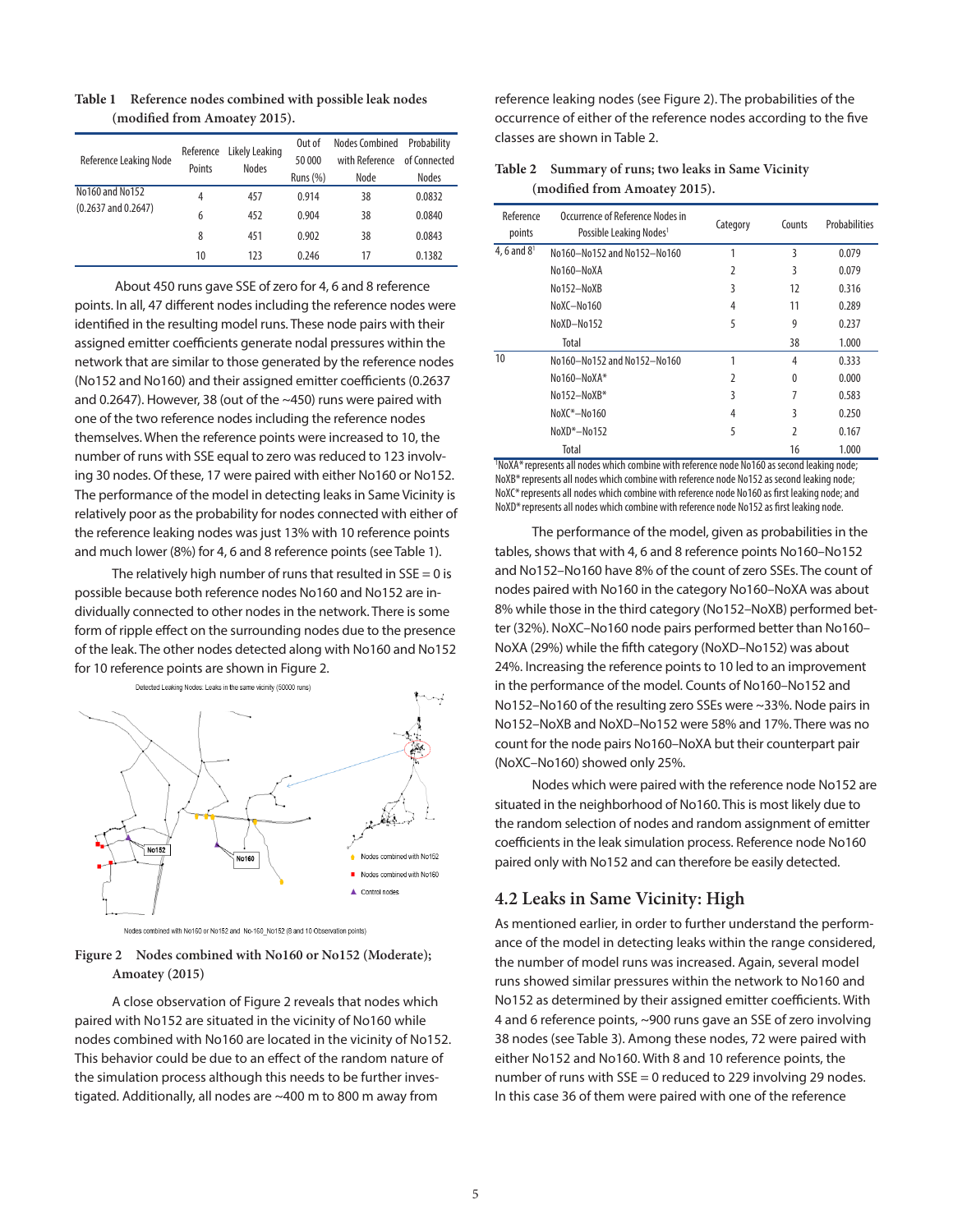**Table 1** Reference nodes combined with possible leak nodes (modified from Amoatey 2015).

| Reference Leaking Node | Reference Points | Likely Leaking Nodes | Out of 50 000 Runs (%) | Nodes Combined with Reference Node | Probability of Connected Nodes |
|---|---|---|---|---|---|
| No160 and No152 (0.2637 and 0.2647) | 4 | 457 | 0.914 | 38 | 0.0832 |
| | 6 | 452 | 0.904 | 38 | 0.0840 |
| | 8 | 451 | 0.902 | 38 | 0.0843 |
| | 10 | 123 | 0.246 | 17 | 0.1382 |

About 450 runs gave SSE of zero for 4, 6 and 8 reference points. In all, 47 different nodes including the reference nodes were identified in the resulting model runs. These node pairs with their assigned emitter coefficients generate nodal pressures within the network that are similar to those generated by the reference nodes (No152 and No160) and their assigned emitter coefficients (0.2637 and 0.2647). However, 38 (out of the ~450) runs were paired with one of the two reference nodes including the reference nodes themselves. When the reference points were increased to 10, the number of runs with SSE equal to zero was reduced to 123 involving 30 nodes. Of these, 17 were paired with either No160 or No152. The performance of the model in detecting leaks in Same Vicinity is relatively poor as the probability for nodes connected with either of the reference leaking nodes was just 13% with 10 reference points and much lower (8%) for 4, 6 and 8 reference points (see Table 1).

The relatively high number of runs that resulted in SSE = 0 is possible because both reference nodes No160 and No152 are individually connected to other nodes in the network. There is some form of ripple effect on the surrounding nodes due to the presence of the leak. The other nodes detected along with No160 and No152 for 10 reference points are shown in Figure 2.

**Figure 2** Nodes combined with No160 or No152 (Moderate); Amoatey (2015)

A close observation of Figure 2 reveals that nodes which paired with No152 are situated in the vicinity of No160 while nodes combined with No160 are located in the vicinity of No152. This behavior could be due to an effect of the random nature of the simulation process although this needs to be further investigated. Additionally, all nodes are ~400 m to 800 m away from reference leaking nodes (see Figure 2). The probabilities of the occurrence of either of the reference nodes according to the five classes are shown in Table 2.

**Table 2** Summary of runs; two leaks in Same Vicinity (modified from Amoatey 2015).

| Reference points | Occurrence of Reference Nodes in Possible Leaking Nodes[1] | Category | Counts | Probabilities |
|---|---|---|---|---|
| 4, 6 and 8[1] | No160–No152 and No152–No160 | 1 | 3 | 0.079 |
| | No160–NoXA | 2 | 3 | 0.079 |
| | No152–NoXB | 3 | 12 | 0.316 |
| | NoXC–No160 | 4 | 11 | 0.289 |
| | NoXD–No152 | 5 | 9 | 0.237 |
| | Total | | 38 | 1.000 |
| 10 | No160–No152 and No152–No160 | 1 | 4 | 0.333 |
| | No160–NoXA* | 2 | 0 | 0.000 |
| | No152–NoXB* | 3 | 7 | 0.583 |
| | NoXC*–No160 | 4 | 3 | 0.250 |
| | NoXD*–No152 | 5 | 2 | 0.167 |
| | Total | | 16 | 1.000 |

[1]NoXA* represents all nodes which combine with reference node No160 as second leaking node; NoXB* represents all nodes which combine with reference node No152 as second leaking node; NoXC* represents all nodes which combine with reference node No160 as first leaking node; and NoXD* represents all nodes which combine with reference node No152 as first leaking node.

The performance of the model, given as probabilities in the tables, shows that with 4, 6 and 8 reference points No160–No152 and No152–No160 have 8% of the count of zero SSEs. The count of nodes paired with No160 in the category No160–NoXA was about 8% while those in the third category (No152–NoXB) performed better (32%). NoXC–No160 node pairs performed better than No160–NoXA (29%) while the fifth category (NoXD–No152) was about 24%. Increasing the reference points to 10 led to an improvement in the performance of the model. Counts of No160–No152 and No152–No160 of the resulting zero SSEs were ~33%. Node pairs in No152–NoXB and NoXD–No152 were 58% and 17%. There was no count for the node pairs No160–NoXA but their counterpart pair (NoXC–No160) showed only 25%.

Nodes which were paired with the reference node No152 are situated in the neighborhood of No160. This is most likely due to the random selection of nodes and random assignment of emitter coefficients in the leak simulation process. Reference node No160 paired only with No152 and can therefore be easily detected.

## 4.2 Leaks in Same Vicinity: High

As mentioned earlier, in order to further understand the performance of the model in detecting leaks within the range considered, the number of model runs was increased. Again, several model runs showed similar pressures within the network to No160 and No152 as determined by their assigned emitter coefficients. With 4 and 6 reference points, ~900 runs gave an SSE of zero involving 38 nodes (see Table 3). Among these nodes, 72 were paired with either No152 and No160. With 8 and 10 reference points, the number of runs with SSE = 0 reduced to 229 involving 29 nodes. In this case 36 of them were paired with one of the reference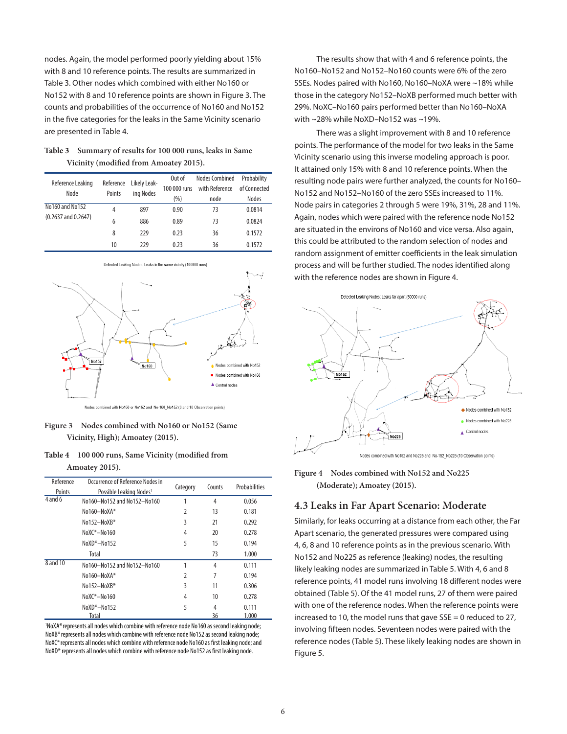nodes. Again, the model performed poorly yielding about 15% with 8 and 10 reference points. The results are summarized in Table 3. Other nodes which combined with either No160 or No152 with 8 and 10 reference points are shown in Figure 3. The counts and probabilities of the occurrence of No160 and No152 in the five categories for the leaks in the Same Vicinity scenario are presented in Table 4.

**Table 3 Summary of results for 100 000 runs, leaks in Same Vicinity (modified from Amoatey 2015).**

| Reference Leaking Node | Reference Points | Likely Leaking Nodes | Out of 100 000 runs (%) | Nodes Combined with Reference node | Probability of Connected Nodes |
|---|---|---|---|---|---|
| No160 and No152 (0.2637 and 0.2647) | 4 | 897 | 0.90 | 73 | 0.0814 |
| | 6 | 886 | 0.89 | 73 | 0.0824 |
| | 8 | 229 | 0.23 | 36 | 0.1572 |
| | 10 | 229 | 0.23 | 36 | 0.1572 |

Figure 3 Nodes combined with No160 or No152 (Same Vicinity, High); Amoatey (2015).

**Table 4 100 000 runs, Same Vicinity (modified from Amoatey 2015).**

| Reference Points | Occurrence of Reference Nodes in Possible Leaking Nodes[1] | Category | Counts | Probabilities |
|---|---|---|---|---|
| 4 and 6 | No160–No152 and No152–No160 | 1 | 4 | 0.056 |
| | No160–NoXA* | 2 | 13 | 0.181 |
| | No152–NoXB* | 3 | 21 | 0.292 |
| | NoXC*–No160 | 4 | 20 | 0.278 |
| | NoXD*–No152 | 5 | 15 | 0.194 |
| | Total | | 73 | 1.000 |
| 8 and 10 | No160–No152 and No152–No160 | 1 | 4 | 0.111 |
| | No160–NoXA* | 2 | 7 | 0.194 |
| | No152–NoXB* | 3 | 11 | 0.306 |
| | NoXC*–No160 | 4 | 10 | 0.278 |
| | NoXD*–No152 | 5 | 4 | 0.111 |
| | Total | | 36 | 1.000 |

[1]NoXA* represents all nodes which combine with reference node No160 as second leaking node; NoXB* represents all nodes which combine with reference node No152 as second leaking node; NoXC* represents all nodes which combine with reference node No160 as first leaking node; and NoXD* represents all nodes which combine with reference node No152 as first leaking node.

The results show that with 4 and 6 reference points, the No160–No152 and No152–No160 counts were 6% of the zero SSEs. Nodes paired with No160, No160–NoXA were ~18% while those in the category No152–NoXB performed much better with 29%. NoXC–No160 pairs performed better than No160–NoXA with ~28% while NoXD–No152 was ~19%.

There was a slight improvement with 8 and 10 reference points. The performance of the model for two leaks in the Same Vicinity scenario using this inverse modeling approach is poor. It attained only 15% with 8 and 10 reference points. When the resulting node pairs were further analyzed, the counts for No160–No152 and No152–No160 of the zero SSEs increased to 11%. Node pairs in categories 2 through 5 were 19%, 31%, 28 and 11%. Again, nodes which were paired with the reference node No152 are situated in the environs of No160 and vice versa. Also again, this could be attributed to the random selection of nodes and random assignment of emitter coefficients in the leak simulation process and will be further studied. The nodes identified along with the reference nodes are shown in Figure 4.

Figure 4 Nodes combined with No152 and No225 (Moderate); Amoatey (2015).

## 4.3 Leaks in Far Apart Scenario: Moderate

Similarly, for leaks occurring at a distance from each other, the Far Apart scenario, the generated pressures were compared using 4, 6, 8 and 10 reference points as in the previous scenario. With No152 and No225 as reference (leaking) nodes, the resulting likely leaking nodes are summarized in Table 5. With 4, 6 and 8 reference points, 41 model runs involving 18 different nodes were obtained (Table 5). Of the 41 model runs, 27 of them were paired with one of the reference nodes. When the reference points were increased to 10, the model runs that gave SSE = 0 reduced to 27, involving fifteen nodes. Seventeen nodes were paired with the reference nodes (Table 5). These likely leaking nodes are shown in Figure 5.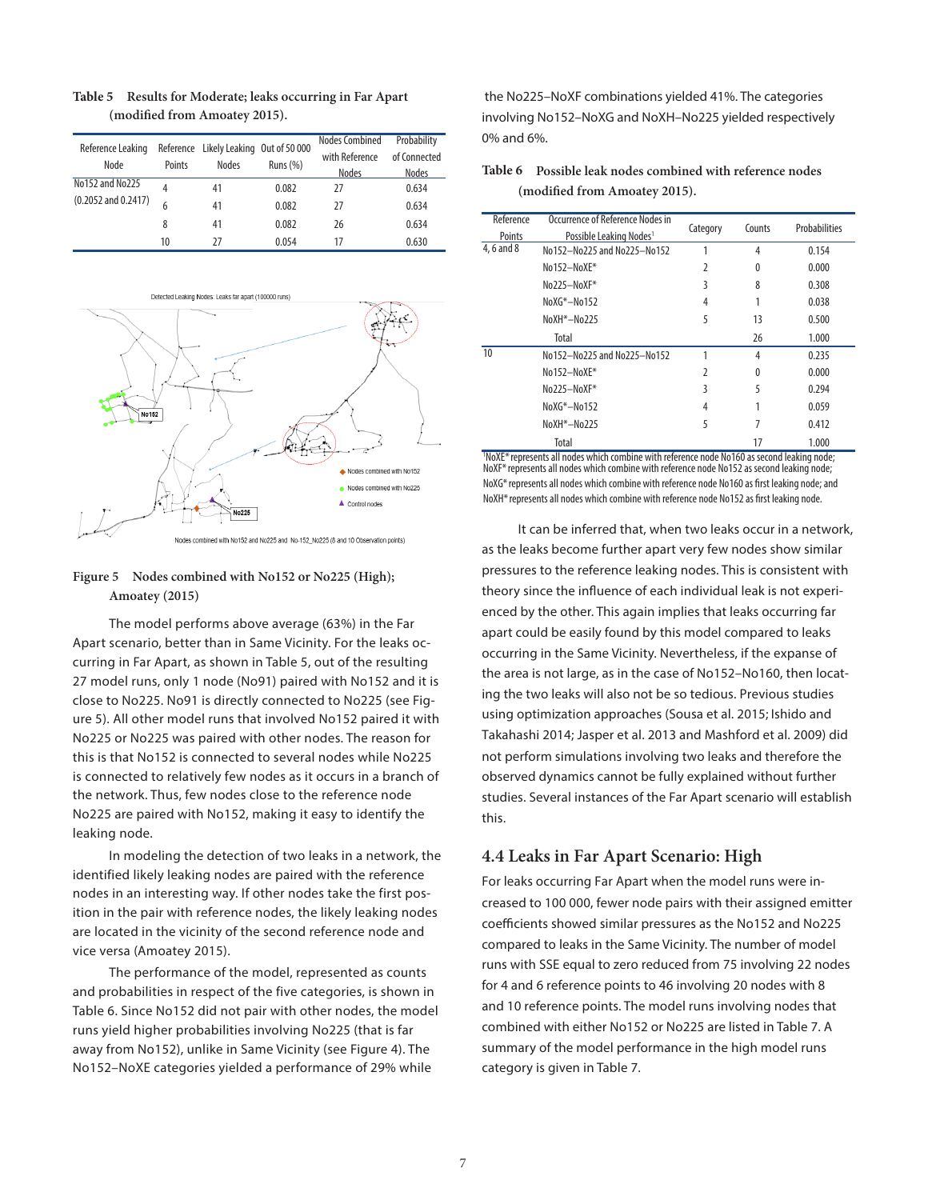**Table 5 Results for Moderate; leaks occurring in Far Apart (modified from Amoatey 2015).**

| Reference Leaking Node | Reference Points | Likely Leaking Nodes | Out of 50 000 Runs (%) | Nodes Combined with Reference Nodes | Probability of Connected Nodes |
|---|---|---|---|---|---|
| No152 and No225 (0.2052 and 0.2417) | 4 | 41 | 0.082 | 27 | 0.634 |
| | 6 | 41 | 0.082 | 27 | 0.634 |
| | 8 | 41 | 0.082 | 26 | 0.634 |
| | 10 | 27 | 0.054 | 17 | 0.630 |

**Figure 5 Nodes combined with No152 or No225 (High); Amoatey (2015)**

The model performs above average (63%) in the Far Apart scenario, better than in Same Vicinity. For the leaks occurring in Far Apart, as shown in Table 5, out of the resulting 27 model runs, only 1 node (No91) paired with No152 and it is close to No225. No91 is directly connected to No225 (see Figure 5). All other model runs that involved No152 paired it with No225 or No225 was paired with other nodes. The reason for this is that No152 is connected to several nodes while No225 is connected to relatively few nodes as it occurs in a branch of the network. Thus, few nodes close to the reference node No225 are paired with No152, making it easy to identify the leaking node.

In modeling the detection of two leaks in a network, the identified likely leaking nodes are paired with the reference nodes in an interesting way. If other nodes take the first position in the pair with reference nodes, the likely leaking nodes are located in the vicinity of the second reference node and vice versa (Amoatey 2015).

The performance of the model, represented as counts and probabilities in respect of the five categories, is shown in Table 6. Since No152 did not pair with other nodes, the model runs yield higher probabilities involving No225 (that is far away from No152), unlike in Same Vicinity (see Figure 4). The No152–NoXE categories yielded a performance of 29% while the No225–NoXF combinations yielded 41%. The categories involving No152–NoXG and NoXH–No225 yielded respectively 0% and 6%.

**Table 6 Possible leak nodes combined with reference nodes (modified from Amoatey 2015).**

| Reference Points | Occurrence of Reference Nodes in Possible Leaking Nodes[1] | Category | Counts | Probabilities |
|---|---|---|---|---|
| 4, 6 and 8 | No152–No225 and No225–No152 | 1 | 4 | 0.154 |
| | No152–NoXE* | 2 | 0 | 0.000 |
| | No225–NoXF* | 3 | 8 | 0.308 |
| | NoXG*–No152 | 4 | 1 | 0.038 |
| | NoXH*–No225 | 5 | 13 | 0.500 |
| | Total | | 26 | 1.000 |
| 10 | No152–No225 and No225–No152 | 1 | 4 | 0.235 |
| | No152–NoXE* | 2 | 0 | 0.000 |
| | No225–NoXF* | 3 | 5 | 0.294 |
| | NoXG*–No152 | 4 | 1 | 0.059 |
| | NoXH*–No225 | 5 | 7 | 0.412 |
| | Total | | 17 | 1.000 |

[1]NoXE* represents all nodes which combine with reference node No160 as second leaking node; NoXF* represents all nodes which combine with reference node No152 as second leaking node; NoXG* represents all nodes which combine with reference node No160 as first leaking node; and NoXH* represents all nodes which combine with reference node No152 as first leaking node.

It can be inferred that, when two leaks occur in a network, as the leaks become further apart very few nodes show similar pressures to the reference leaking nodes. This is consistent with theory since the influence of each individual leak is not experienced by the other. This again implies that leaks occurring far apart could be easily found by this model compared to leaks occurring in the Same Vicinity. Nevertheless, if the expanse of the area is not large, as in the case of No152–No160, then locating the two leaks will also not be so tedious. Previous studies using optimization approaches (Sousa et al. 2015; Ishido and Takahashi 2014; Jasper et al. 2013 and Mashford et al. 2009) did not perform simulations involving two leaks and therefore the observed dynamics cannot be fully explained without further studies. Several instances of the Far Apart scenario will establish this.

## 4.4 Leaks in Far Apart Scenario: High

For leaks occurring Far Apart when the model runs were increased to 100 000, fewer node pairs with their assigned emitter coefficients showed similar pressures as the No152 and No225 compared to leaks in the Same Vicinity. The number of model runs with SSE equal to zero reduced from 75 involving 22 nodes for 4 and 6 reference points to 46 involving 20 nodes with 8 and 10 reference points. The model runs involving nodes that combined with either No152 or No225 are listed in Table 7. A summary of the model performance in the high model runs category is given in Table 7.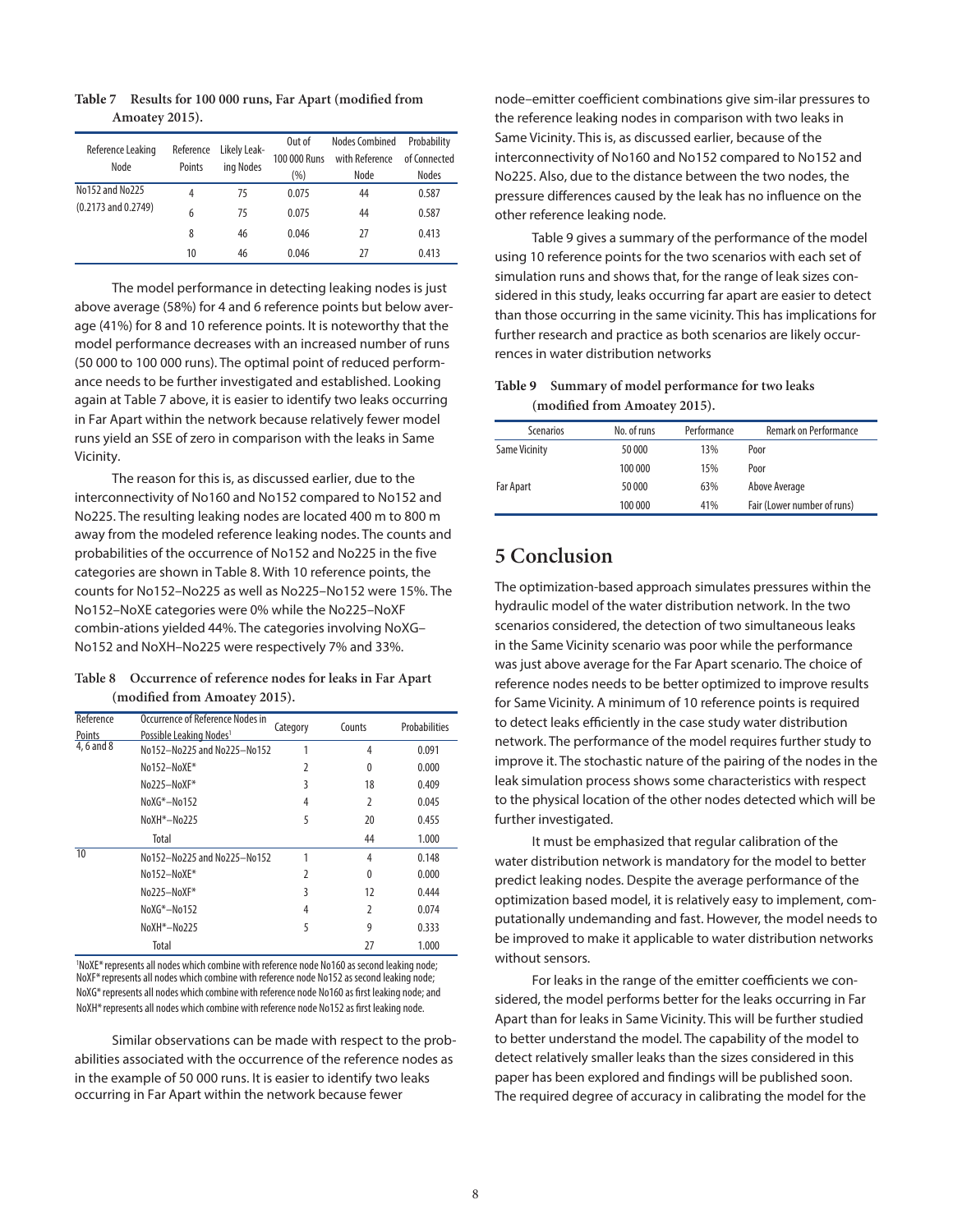**Table 7 Results for 100 000 runs, Far Apart (modified from Amoatey 2015).**

| Reference Leaking Node | Reference Points | Likely Leaking Nodes | Out of 100 000 Runs (%) | Nodes Combined with Reference Node | Probability of Connected Nodes |
|---|---|---|---|---|---|
| No152 and No225 (0.2173 and 0.2749) | 4 | 75 | 0.075 | 44 | 0.587 |
| | 6 | 75 | 0.075 | 44 | 0.587 |
| | 8 | 46 | 0.046 | 27 | 0.413 |
| | 10 | 46 | 0.046 | 27 | 0.413 |

The model performance in detecting leaking nodes is just above average (58%) for 4 and 6 reference points but below average (41%) for 8 and 10 reference points. It is noteworthy that the model performance decreases with an increased number of runs (50 000 to 100 000 runs). The optimal point of reduced performance needs to be further investigated and established. Looking again at Table 7 above, it is easier to identify two leaks occurring in Far Apart within the network because relatively fewer model runs yield an SSE of zero in comparison with the leaks in Same Vicinity.

The reason for this is, as discussed earlier, due to the interconnectivity of No160 and No152 compared to No152 and No225. The resulting leaking nodes are located 400 m to 800 m away from the modeled reference leaking nodes. The counts and probabilities of the occurrence of No152 and No225 in the five categories are shown in Table 8. With 10 reference points, the counts for No152–No225 as well as No225–No152 were 15%. The No152–NoXE categories were 0% while the No225–NoXF combin-ations yielded 44%. The categories involving NoXG–No152 and NoXH–No225 were respectively 7% and 33%.

**Table 8 Occurrence of reference nodes for leaks in Far Apart (modified from Amoatey 2015).**

| Reference Points | Occurrence of Reference Nodes in Possible Leaking Nodes[1] | Category | Counts | Probabilities |
|---|---|---|---|---|
| 4, 6 and 8 | No152–No225 and No225–No152 | 1 | 4 | 0.091 |
| | No152–NoXE* | 2 | 0 | 0.000 |
| | No225–NoXF* | 3 | 18 | 0.409 |
| | NoXG*–No152 | 4 | 2 | 0.045 |
| | NoXH*–No225 | 5 | 20 | 0.455 |
| | Total | | 44 | 1.000 |
| 10 | No152–No225 and No225–No152 | 1 | 4 | 0.148 |
| | No152–NoXE* | 2 | 0 | 0.000 |
| | No225–NoXF* | 3 | 12 | 0.444 |
| | NoXG*–No152 | 4 | 2 | 0.074 |
| | NoXH*–No225 | 5 | 9 | 0.333 |
| | Total | | 27 | 1.000 |

[1]NoXE* represents all nodes which combine with reference node No160 as second leaking node; NoXF* represents all nodes which combine with reference node No152 as second leaking node; NoXG* represents all nodes which combine with reference node No160 as first leaking node; and NoXH* represents all nodes which combine with reference node No152 as first leaking node.

Similar observations can be made with respect to the probabilities associated with the occurrence of the reference nodes as in the example of 50 000 runs. It is easier to identify two leaks occurring in Far Apart within the network because fewer node–emitter coefficient combinations give sim-ilar pressures to the reference leaking nodes in comparison with two leaks in Same Vicinity. This is, as discussed earlier, because of the interconnectivity of No160 and No152 compared to No152 and No225. Also, due to the distance between the two nodes, the pressure differences caused by the leak has no influence on the other reference leaking node.

Table 9 gives a summary of the performance of the model using 10 reference points for the two scenarios with each set of simulation runs and shows that, for the range of leak sizes considered in this study, leaks occurring far apart are easier to detect than those occurring in the same vicinity. This has implications for further research and practice as both scenarios are likely occurrences in water distribution networks

**Table 9 Summary of model performance for two leaks (modified from Amoatey 2015).**

| Scenarios | No. of runs | Performance | Remark on Performance |
|---|---|---|---|
| Same Vicinity | 50 000 | 13% | Poor |
| | 100 000 | 15% | Poor |
| Far Apart | 50 000 | 63% | Above Average |
| | 100 000 | 41% | Fair (Lower number of runs) |

# 5 Conclusion

The optimization-based approach simulates pressures within the hydraulic model of the water distribution network. In the two scenarios considered, the detection of two simultaneous leaks in the Same Vicinity scenario was poor while the performance was just above average for the Far Apart scenario. The choice of reference nodes needs to be better optimized to improve results for Same Vicinity. A minimum of 10 reference points is required to detect leaks efficiently in the case study water distribution network. The performance of the model requires further study to improve it. The stochastic nature of the pairing of the nodes in the leak simulation process shows some characteristics with respect to the physical location of the other nodes detected which will be further investigated.

It must be emphasized that regular calibration of the water distribution network is mandatory for the model to better predict leaking nodes. Despite the average performance of the optimization based model, it is relatively easy to implement, computationally undemanding and fast. However, the model needs to be improved to make it applicable to water distribution networks without sensors.

For leaks in the range of the emitter coefficients we considered, the model performs better for the leaks occurring in Far Apart than for leaks in Same Vicinity. This will be further studied to better understand the model. The capability of the model to detect relatively smaller leaks than the sizes considered in this paper has been explored and findings will be published soon. The required degree of accuracy in calibrating the model for the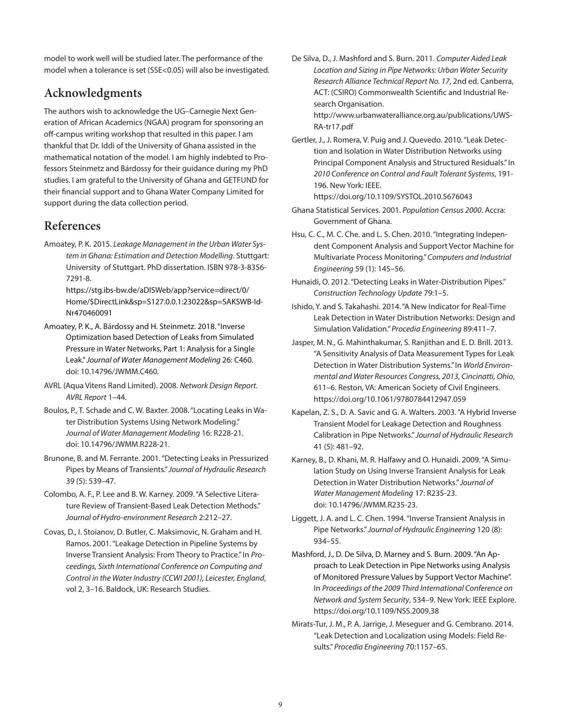model to work well will be studied later. The performance of the model when a tolerance is set (SSE<0.05) will also be investigated.

## Acknowledgments

The authors wish to acknowledge the UG–Carnegie Next Generation of African Academics (NGAA) program for sponsoring an off-campus writing workshop that resulted in this paper. I am thankful that Dr. Iddi of the University of Ghana assisted in the mathematical notation of the model. I am highly indebted to Professors Steinmetz and Bárdossy for their guidance during my PhD studies. I am grateful to the University of Ghana and GETFUND for their financial support and to Ghana Water Company Limited for support during the data collection period.

## References

Amoatey, P. K. 2015. *Leakage Management in the Urban Water System in Ghana: Estimation and Detection Modelling*. Stuttgart: University of Stuttgart. PhD dissertation. ISBN 978-3-8356-7291-8. https://stg.ibs-bw.de/aDISWeb/app?service=direct/0/Home/$DirectLink&sp=S127.0.0.1:23022&sp=SAKSWB-Id-Nr470460091

Amoatey, P. K., A. Bárdossy and H. Steinmetz. 2018. "Inverse Optimization based Detection of Leaks from Simulated Pressure in Water Networks, Part 1: Analysis for a Single Leak." *Journal of Water Management Modeling* 26: C460. doi: 10.14796/JWMM.C460.

AVRL (Aqua Vitens Rand Limited). 2008. *Network Design Report*. *AVRL Report* 1–44.

Boulos, P., T. Schade and C. W. Baxter. 2008. "Locating Leaks in Water Distribution Systems Using Network Modeling." *Journal of Water Management Modeling* 16: R228-21. doi: 10.14796/JWMM.R228-21.

Brunone, B. and M. Ferrante. 2001. "Detecting Leaks in Pressurized Pipes by Means of Transients." *Journal of Hydraulic Research* 39 (5): 539–47.

Colombo, A. F., P. Lee and B. W. Karney. 2009. "A Selective Literature Review of Transient-Based Leak Detection Methods." *Journal of Hydro-environment Research* 2:212–27.

Covas, D., I. Stoianov, D. Butler, C. Maksimovic, N. Graham and H. Ramos. 2001. "Leakage Detection in Pipeline Systems by Inverse Transient Analysis: From Theory to Practice." In *Proceedings, Sixth International Conference on Computing and Control in the Water Industry (CCWI 2001), Leicester, England*, vol 2, 3–16. Baldock, UK: Research Studies.

De Silva, D., J. Mashford and S. Burn. 2011. *Computer Aided Leak Location and Sizing in Pipe Networks: Urban Water Security Research Alliance Technical Report No. 17*, 2nd ed. Canberra, ACT: (CSIRO) Commonwealth Scientific and Industrial Research Organisation. http://www.urbanwateralliance.org.au/publications/UWS-RA-tr17.pdf

Gertler, J., J. Romera, V. Puig and J. Quevedo. 2010. "Leak Detection and Isolation in Water Distribution Networks using Principal Component Analysis and Structured Residuals." In *2010 Conference on Control and Fault Tolerant Systems*, 191-196. New York: IEEE. https://doi.org/10.1109/SYSTOL.2010.5676043

Ghana Statistical Services. 2001. *Population Census 2000*. Accra: Government of Ghana.

Hsu, C. C., M. C. Che. and L. S. Chen. 2010. "Integrating Independent Component Analysis and Support Vector Machine for Multivariate Process Monitoring." *Computers and Industrial Engineering* 59 (1): 145–56.

Hunaidi, O. 2012. "Detecting Leaks in Water-Distribution Pipes." *Construction Technology Update* 79:1–5.

Ishido, Y. and S. Takahashi. 2014. "A New Indicator for Real-Time Leak Detection in Water Distribution Networks: Design and Simulation Validation." *Procedia Engineering* 89:411–7.

Jasper, M. N., G. Mahinthakumar, S. Ranjithan and E. D. Brill. 2013. "A Sensitivity Analysis of Data Measurement Types for Leak Detection in Water Distribution Systems." In *World Environmental and Water Resources Congress, 2013, Cincinatti, Ohio*, 611–6. Reston, VA: American Society of Civil Engineers. https://doi.org/10.1061/9780784412947.059

Kapelan, Z. S., D. A. Savic and G. A. Walters. 2003. "A Hybrid Inverse Transient Model for Leakage Detection and Roughness Calibration in Pipe Networks." *Journal of Hydraulic Research* 41 (5): 481–92.

Karney, B., D. Khani, M. R. Halfawy and O. Hunaidi. 2009. "A Simulation Study on Using Inverse Transient Analysis for Leak Detection in Water Distribution Networks." *Journal of Water Management Modeling* 17: R235-23. doi: 10.14796/JWMM.R235-23.

Liggett, J. A. and L. C. Chen. 1994. "Inverse Transient Analysis in Pipe Networks." *Journal of Hydraulic Engineering* 120 (8): 934–55.

Mashford, J., D. De Silva, D. Marney and S. Burn. 2009. "An Approach to Leak Detection in Pipe Networks using Analysis of Monitored Pressure Values by Support Vector Machine". In *Proceedings of the 2009 Third International Conference on Network and System Security*, 534–9. New York: IEEE Explore. https://doi.org/10.1109/NSS.2009.38

Mirats-Tur, J. M., P. A. Jarrige, J. Meseguer and G. Cembrano. 2014. "Leak Detection and Localization using Models: Field Results." *Procedia Engineering* 70:1157–65.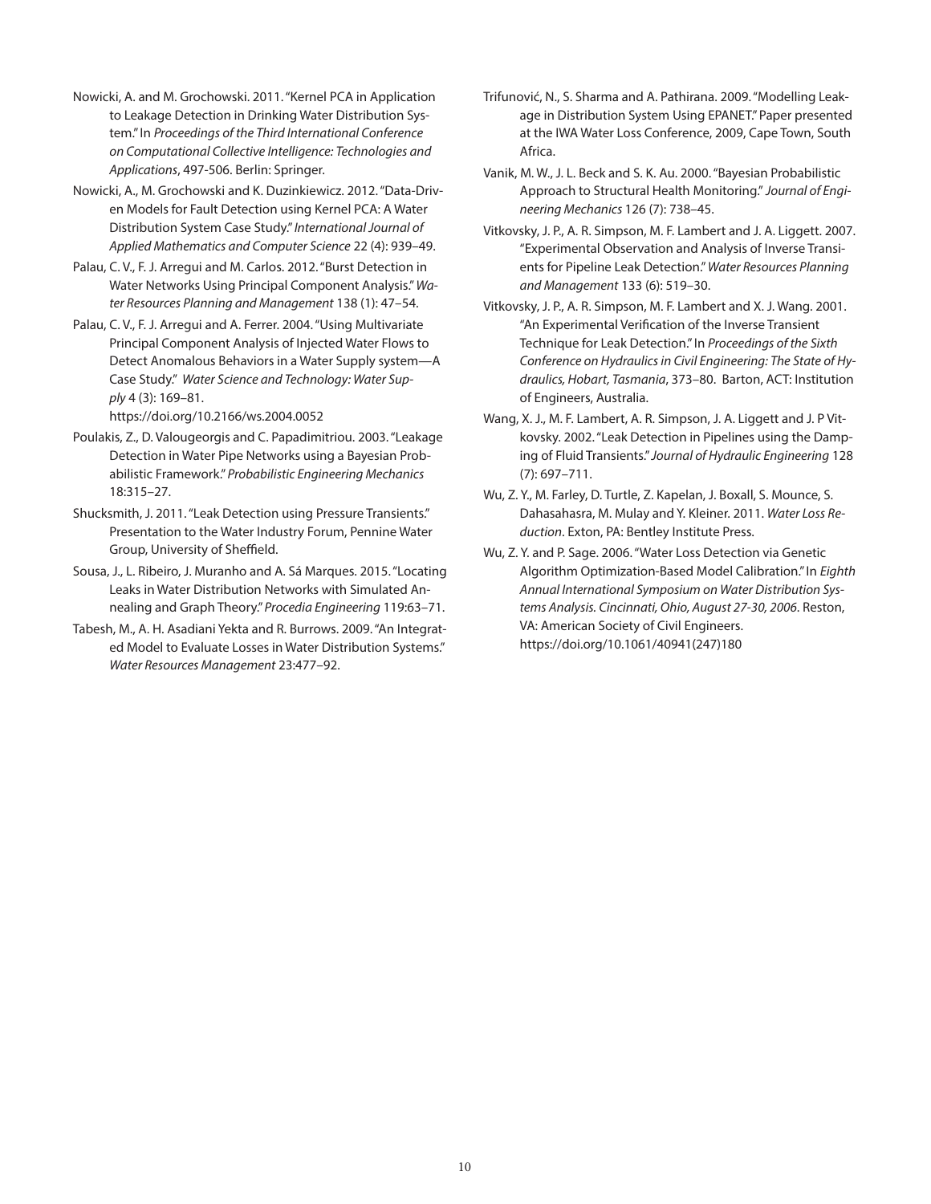Nowicki, A. and M. Grochowski. 2011. "Kernel PCA in Application to Leakage Detection in Drinking Water Distribution System." In *Proceedings of the Third International Conference on Computational Collective Intelligence: Technologies and Applications*, 497-506. Berlin: Springer.

Nowicki, A., M. Grochowski and K. Duzinkiewicz. 2012. "Data-Driven Models for Fault Detection using Kernel PCA: A Water Distribution System Case Study." *International Journal of Applied Mathematics and Computer Science* 22 (4): 939–49.

Palau, C. V., F. J. Arregui and M. Carlos. 2012. "Burst Detection in Water Networks Using Principal Component Analysis." *Water Resources Planning and Management* 138 (1): 47–54.

Palau, C. V., F. J. Arregui and A. Ferrer. 2004. "Using Multivariate Principal Component Analysis of Injected Water Flows to Detect Anomalous Behaviors in a Water Supply system—A Case Study." *Water Science and Technology: Water Supply* 4 (3): 169–81. https://doi.org/10.2166/ws.2004.0052

Poulakis, Z., D. Valougeorgis and C. Papadimitriou. 2003. "Leakage Detection in Water Pipe Networks using a Bayesian Probabilistic Framework." *Probabilistic Engineering Mechanics* 18:315–27.

Shucksmith, J. 2011. "Leak Detection using Pressure Transients." Presentation to the Water Industry Forum, Pennine Water Group, University of Sheffield.

Sousa, J., L. Ribeiro, J. Muranho and A. Sá Marques. 2015. "Locating Leaks in Water Distribution Networks with Simulated Annealing and Graph Theory." *Procedia Engineering* 119:63–71.

Tabesh, M., A. H. Asadiani Yekta and R. Burrows. 2009. "An Integrated Model to Evaluate Losses in Water Distribution Systems." *Water Resources Management* 23:477–92.

Trifunović, N., S. Sharma and A. Pathirana. 2009. "Modelling Leakage in Distribution System Using EPANET." Paper presented at the IWA Water Loss Conference, 2009, Cape Town, South Africa.

Vanik, M. W., J. L. Beck and S. K. Au. 2000. "Bayesian Probabilistic Approach to Structural Health Monitoring." *Journal of Engineering Mechanics* 126 (7): 738–45.

Vitkovsky, J. P., A. R. Simpson, M. F. Lambert and J. A. Liggett. 2007. "Experimental Observation and Analysis of Inverse Transients for Pipeline Leak Detection." *Water Resources Planning and Management* 133 (6): 519–30.

Vitkovsky, J. P., A. R. Simpson, M. F. Lambert and X. J. Wang. 2001. "An Experimental Verification of the Inverse Transient Technique for Leak Detection." In *Proceedings of the Sixth Conference on Hydraulics in Civil Engineering: The State of Hydraulics, Hobart, Tasmania*, 373–80. Barton, ACT: Institution of Engineers, Australia.

Wang, X. J., M. F. Lambert, A. R. Simpson, J. A. Liggett and J. P Vitkovsky. 2002. "Leak Detection in Pipelines using the Damping of Fluid Transients." *Journal of Hydraulic Engineering* 128 (7): 697–711.

Wu, Z. Y., M. Farley, D. Turtle, Z. Kapelan, J. Boxall, S. Mounce, S. Dahasahasra, M. Mulay and Y. Kleiner. 2011. *Water Loss Reduction*. Exton, PA: Bentley Institute Press.

Wu, Z. Y. and P. Sage. 2006. "Water Loss Detection via Genetic Algorithm Optimization-Based Model Calibration." In *Eighth Annual International Symposium on Water Distribution Systems Analysis. Cincinnati, Ohio, August 27-30, 2006*. Reston, VA: American Society of Civil Engineers. https://doi.org/10.1061/40941(247)180